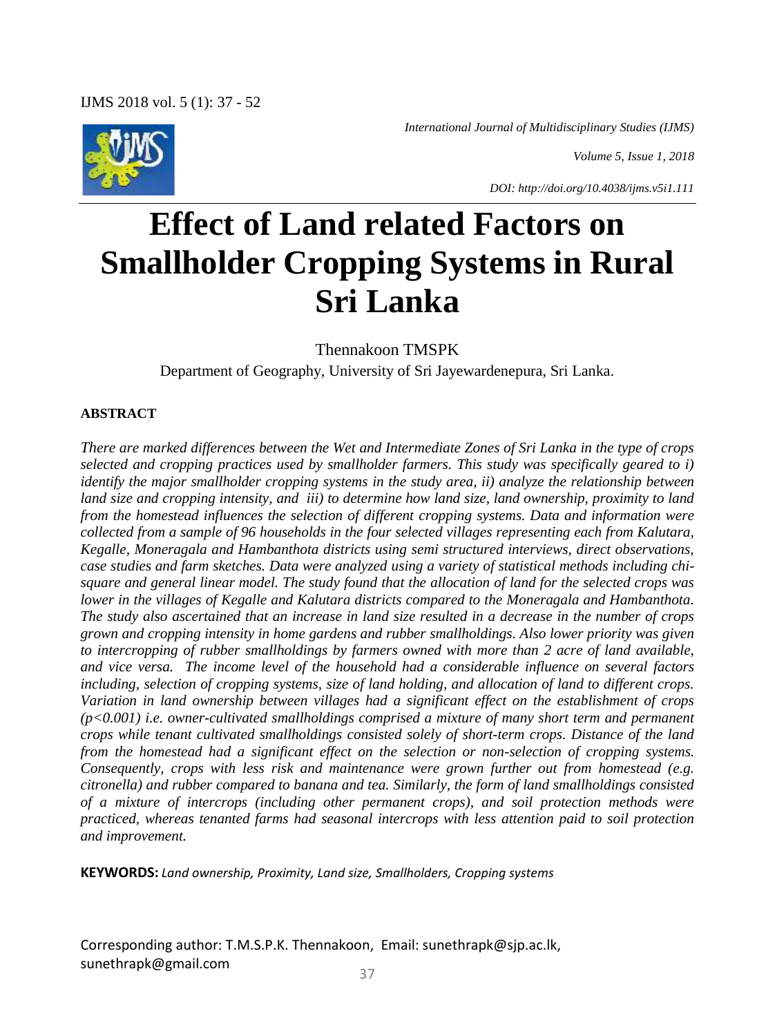# Effect of Land related Factors on Smallholder Cropping Systems in Rural Sri Lanka

Thennakoon TMSPK

Department of Geography, University of Sri Jayewardenepura, Sri Lanka.

**ABSTRACT**

*There are marked differences between the Wet and Intermediate Zones of Sri Lanka in the type of crops selected and cropping practices used by smallholder farmers. This study was specifically geared to i) identify the major smallholder cropping systems in the study area, ii) analyze the relationship between land size and cropping intensity, and iii) to determine how land size, land ownership, proximity to land from the homestead influences the selection of different cropping systems. Data and information were collected from a sample of 96 households in the four selected villages representing each from Kalutara, Kegalle, Moneragala and Hambanthota districts using semi structured interviews, direct observations, case studies and farm sketches. Data were analyzed using a variety of statistical methods including chi-square and general linear model. The study found that the allocation of land for the selected crops was lower in the villages of Kegalle and Kalutara districts compared to the Moneragala and Hambanthota. The study also ascertained that an increase in land size resulted in a decrease in the number of crops grown and cropping intensity in home gardens and rubber smallholdings. Also lower priority was given to intercropping of rubber smallholdings by farmers owned with more than 2 acre of land available, and vice versa. The income level of the household had a considerable influence on several factors including, selection of cropping systems, size of land holding, and allocation of land to different crops. Variation in land ownership between villages had a significant effect on the establishment of crops ($p<0.001$) i.e. owner-cultivated smallholdings comprised a mixture of many short term and permanent crops while tenant cultivated smallholdings consisted solely of short-term crops. Distance of the land from the homestead had a significant effect on the selection or non-selection of cropping systems. Consequently, crops with less risk and maintenance were grown further out from homestead (e.g. citronella) and rubber compared to banana and tea. Similarly, the form of land smallholdings consisted of a mixture of intercrops (including other permanent crops), and soil protection methods were practiced, whereas tenanted farms had seasonal intercrops with less attention paid to soil protection and improvement.*

**KEYWORDS:** *Land ownership, Proximity, Land size, Smallholders, Cropping systems*

Corresponding author: T.M.S.P.K. Thennakoon, Email: sunethrapk@sjp.ac.lk, sunethrapk@gmail.com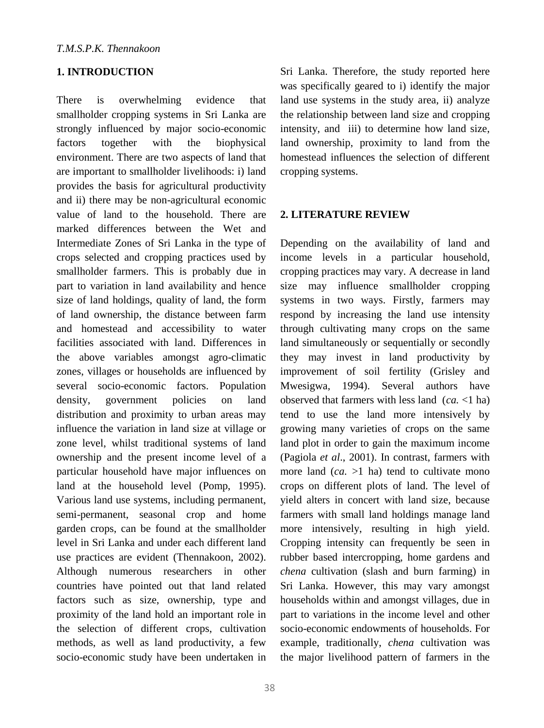## 1. INTRODUCTION

There is overwhelming evidence that smallholder cropping systems in Sri Lanka are strongly influenced by major socio-economic factors together with the biophysical environment. There are two aspects of land that are important to smallholder livelihoods: i) land provides the basis for agricultural productivity and ii) there may be non-agricultural economic value of land to the household. There are marked differences between the Wet and Intermediate Zones of Sri Lanka in the type of crops selected and cropping practices used by smallholder farmers. This is probably due in part to variation in land availability and hence size of land holdings, quality of land, the form of land ownership, the distance between farm and homestead and accessibility to water facilities associated with land. Differences in the above variables amongst agro-climatic zones, villages or households are influenced by several socio-economic factors. Population density, government policies on land distribution and proximity to urban areas may influence the variation in land size at village or zone level, whilst traditional systems of land ownership and the present income level of a particular household have major influences on land at the household level (Pomp, 1995). Various land use systems, including permanent, semi-permanent, seasonal crop and home garden crops, can be found at the smallholder level in Sri Lanka and under each different land use practices are evident (Thennakoon, 2002). Although numerous researchers in other countries have pointed out that land related factors such as size, ownership, type and proximity of the land hold an important role in the selection of different crops, cultivation methods, as well as land productivity, a few socio-economic study have been undertaken in Sri Lanka. Therefore, the study reported here was specifically geared to i) identify the major land use systems in the study area, ii) analyze the relationship between land size and cropping intensity, and iii) to determine how land size, land ownership, proximity to land from the homestead influences the selection of different cropping systems.

## 2. LITERATURE REVIEW

Depending on the availability of land and income levels in a particular household, cropping practices may vary. A decrease in land size may influence smallholder cropping systems in two ways. Firstly, farmers may respond by increasing the land use intensity through cultivating many crops on the same land simultaneously or sequentially or secondly they may invest in land productivity by improvement of soil fertility (Grisley and Mwesigwa, 1994). Several authors have observed that farmers with less land (*ca.* <1 ha) tend to use the land more intensively by growing many varieties of crops on the same land plot in order to gain the maximum income (Pagiola *et al*., 2001). In contrast, farmers with more land (*ca.* >1 ha) tend to cultivate mono crops on different plots of land. The level of yield alters in concert with land size, because farmers with small land holdings manage land more intensively, resulting in high yield. Cropping intensity can frequently be seen in rubber based intercropping, home gardens and *chena* cultivation (slash and burn farming) in Sri Lanka. However, this may vary amongst households within and amongst villages, due in part to variations in the income level and other socio-economic endowments of households. For example, traditionally, *chena* cultivation was the major livelihood pattern of farmers in the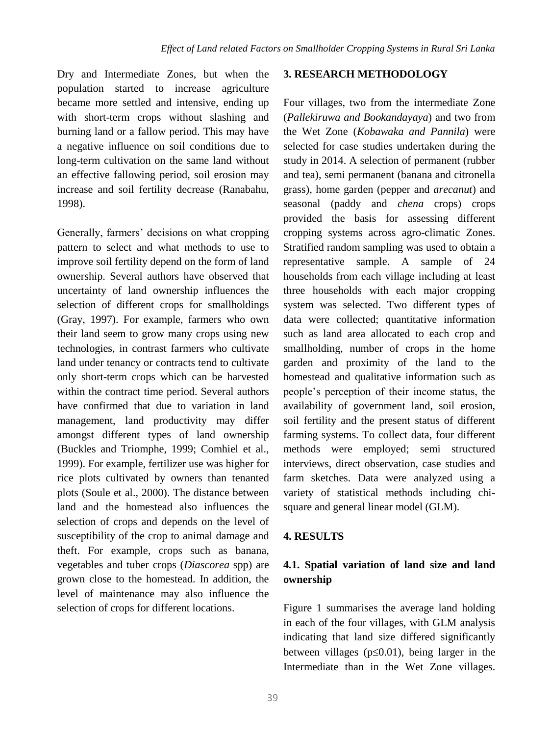Dry and Intermediate Zones, but when the population started to increase agriculture became more settled and intensive, ending up with short-term crops without slashing and burning land or a fallow period. This may have a negative influence on soil conditions due to long-term cultivation on the same land without an effective fallowing period, soil erosion may increase and soil fertility decrease (Ranabahu, 1998).

Generally, farmers' decisions on what cropping pattern to select and what methods to use to improve soil fertility depend on the form of land ownership. Several authors have observed that uncertainty of land ownership influences the selection of different crops for smallholdings (Gray, 1997). For example, farmers who own their land seem to grow many crops using new technologies, in contrast farmers who cultivate land under tenancy or contracts tend to cultivate only short-term crops which can be harvested within the contract time period. Several authors have confirmed that due to variation in land management, land productivity may differ amongst different types of land ownership (Buckles and Triomphe, 1999; Comhiel et al., 1999). For example, fertilizer use was higher for rice plots cultivated by owners than tenanted plots (Soule et al., 2000). The distance between land and the homestead also influences the selection of crops and depends on the level of susceptibility of the crop to animal damage and theft. For example, crops such as banana, vegetables and tuber crops (*Diascorea* spp) are grown close to the homestead. In addition, the level of maintenance may also influence the selection of crops for different locations.

## 3. RESEARCH METHODOLOGY

Four villages, two from the intermediate Zone (*Pallekiruwa and Bookandayaya*) and two from the Wet Zone (*Kobawaka and Pannila*) were selected for case studies undertaken during the study in 2014. A selection of permanent (rubber and tea), semi permanent (banana and citronella grass), home garden (pepper and *arecanut*) and seasonal (paddy and *chena* crops) crops provided the basis for assessing different cropping systems across agro-climatic Zones. Stratified random sampling was used to obtain a representative sample. A sample of 24 households from each village including at least three households with each major cropping system was selected. Two different types of data were collected; quantitative information such as land area allocated to each crop and smallholding, number of crops in the home garden and proximity of the land to the homestead and qualitative information such as people's perception of their income status, the availability of government land, soil erosion, soil fertility and the present status of different farming systems. To collect data, four different methods were employed; semi structured interviews, direct observation, case studies and farm sketches. Data were analyzed using a variety of statistical methods including chi-square and general linear model (GLM).

## 4. RESULTS

### 4.1. Spatial variation of land size and land ownership

Figure 1 summarises the average land holding in each of the four villages, with GLM analysis indicating that land size differed significantly between villages ($p \leq 0.01$), being larger in the Intermediate than in the Wet Zone villages.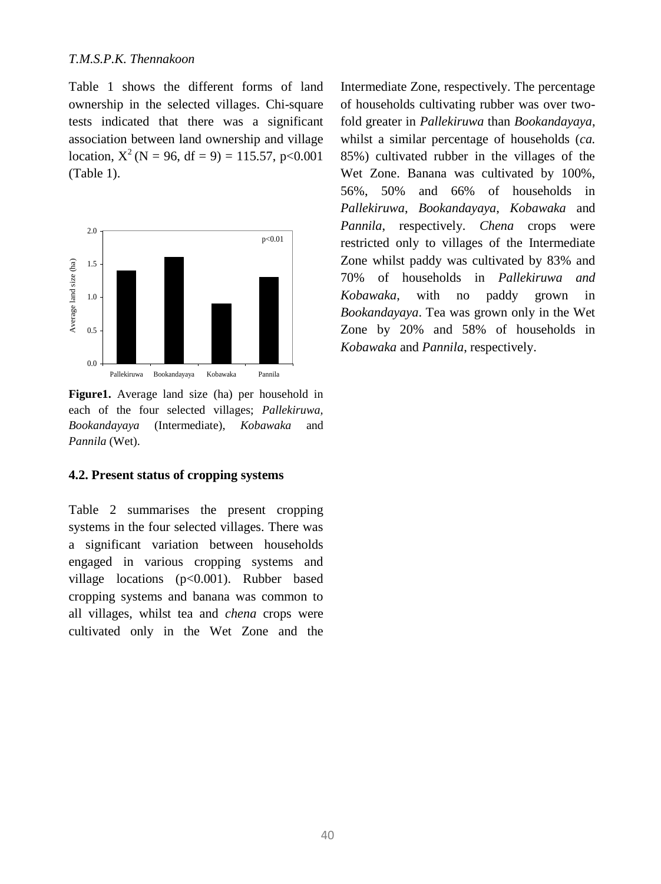Table 1 shows the different forms of land ownership in the selected villages. Chi-square tests indicated that there was a significant association between land ownership and village location, $X^2$ (N = 96, df = 9) = 115.57, p<0.001 (Table 1).

2.0
1.5
1.0
0.5
0.0
Average land size (ha)
p<0.01
Pallekiruwa Bookandayaya Kobawaka Pannila

**Figure1.** Average land size (ha) per household in each of the four selected villages; *Pallekiruwa*, *Bookandayaya* (Intermediate), *Kobawaka* and *Pannila* (Wet).

### 4.2. Present status of cropping systems

Table 2 summarises the present cropping systems in the four selected villages. There was a significant variation between households engaged in various cropping systems and village locations (p<0.001). Rubber based cropping systems and banana was common to all villages, whilst tea and *chena* crops were cultivated only in the Wet Zone and the Intermediate Zone, respectively. The percentage of households cultivating rubber was over two-fold greater in *Pallekiruwa* than *Bookandayaya*, whilst a similar percentage of households (*ca.* 85%) cultivated rubber in the villages of the Wet Zone. Banana was cultivated by 100%, 56%, 50% and 66% of households in *Pallekiruwa*, *Bookandayaya*, *Kobawaka* and *Pannila*, respectively. *Chena* crops were restricted only to villages of the Intermediate Zone whilst paddy was cultivated by 83% and 70% of households in *Pallekiruwa and Kobawaka*, with no paddy grown in *Bookandayaya*. Tea was grown only in the Wet Zone by 20% and 58% of households in *Kobawaka* and *Pannila*, respectively.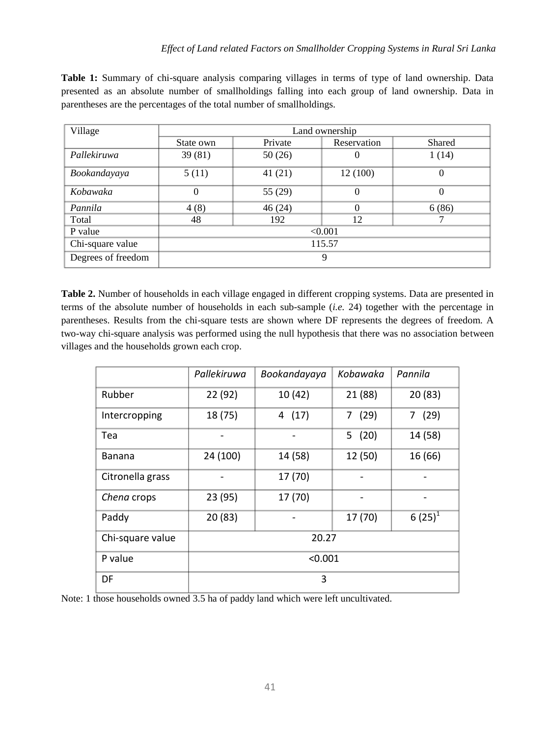**Table 1:** Summary of chi-square analysis comparing villages in terms of type of land ownership. Data presented as an absolute number of smallholdings falling into each group of land ownership. Data in parentheses are the percentages of the total number of smallholdings.

| Village | Land ownership | | | |
|---|---|---|---|---|
| | State own | Private | Reservation | Shared |
| *Pallekiruwa* | 39 (81) | 50 (26) | 0 | 1 (14) |
| *Bookandayaya* | 5 (11) | 41 (21) | 12 (100) | 0 |
| *Kobawaka* | 0 | 55 (29) | 0 | 0 |
| *Pannila* | 4 (8) | 46 (24) | 0 | 6 (86) |
| Total | 48 | 192 | 12 | 7 |
| P value | <0.001 | | | |
| Chi-square value | 115.57 | | | |
| Degrees of freedom | 9 | | | |

**Table 2.** Number of households in each village engaged in different cropping systems. Data are presented in terms of the absolute number of households in each sub-sample (*i.e.* 24) together with the percentage in parentheses. Results from the chi-square tests are shown where DF represents the degrees of freedom. A two-way chi-square analysis was performed using the null hypothesis that there was no association between villages and the households grown each crop.

| | *Pallekiruwa* | *Bookandayaya* | *Kobawaka* | *Pannila* |
|---|---|---|---|---|
| Rubber | 22 (92) | 10 (42) | 21 (88) | 20 (83) |
| Intercropping | 18 (75) | 4 (17) | 7 (29) | 7 (29) |
| Tea | - | - | 5 (20) | 14 (58) |
| Banana | 24 (100) | 14 (58) | 12 (50) | 16 (66) |
| Citronella grass | - | 17 (70) | - | - |
| *Chena* crops | 23 (95) | 17 (70) | - | - |
| Paddy | 20 (83) | - | 17 (70) | 6 (25)[1] |
| Chi-square value | 20.27 | | | |
| P value | <0.001 | | | |
| DF | 3 | | | |

Note: 1 those households owned 3.5 ha of paddy land which were left uncultivated.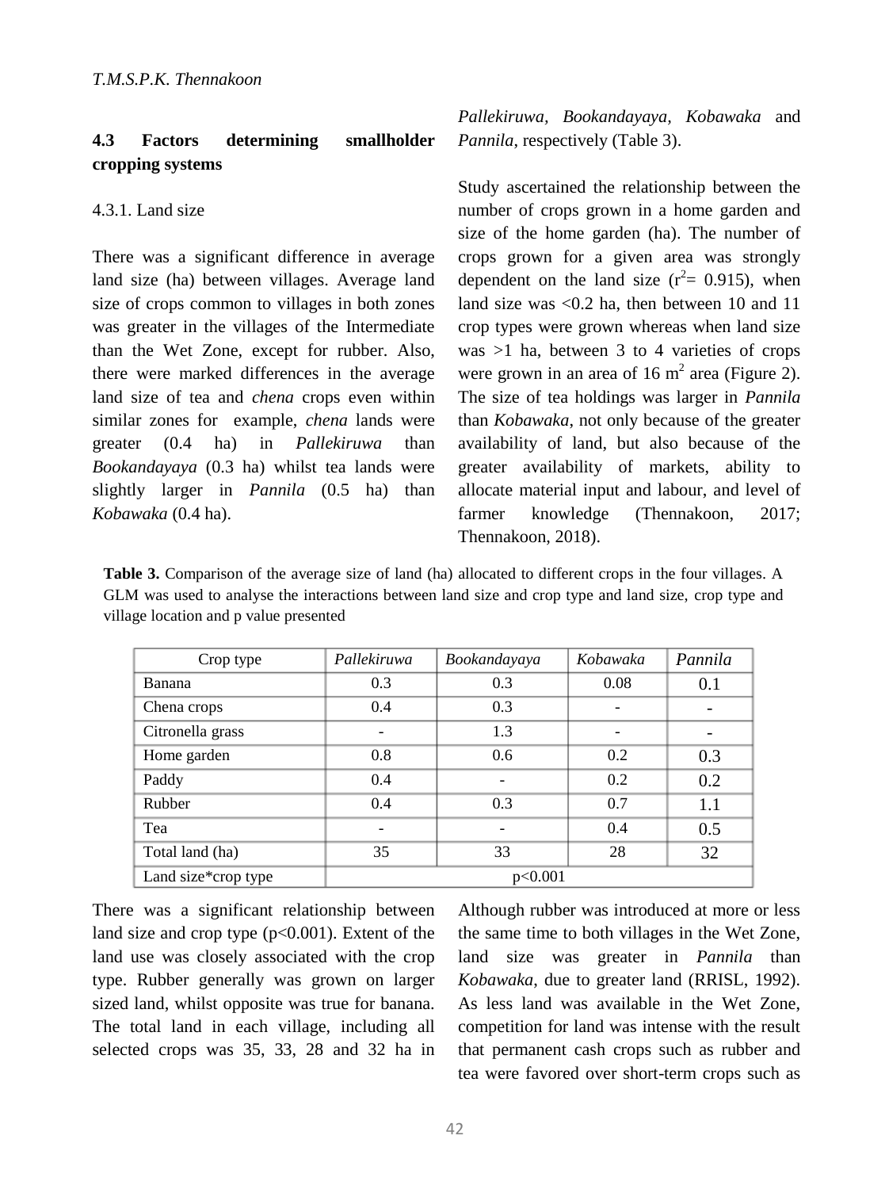### 4.3 Factors determining smallholder cropping systems

4.3.1. Land size

There was a significant difference in average land size (ha) between villages. Average land size of crops common to villages in both zones was greater in the villages of the Intermediate than the Wet Zone, except for rubber. Also, there were marked differences in the average land size of tea and *chena* crops even within similar zones for example, *chena* lands were greater (0.4 ha) in *Pallekiruwa* than *Bookandayaya* (0.3 ha) whilst tea lands were slightly larger in *Pannila* (0.5 ha) than *Kobawaka* (0.4 ha).

**Table 3.** Comparison of the average size of land (ha) allocated to different crops in the four villages. A GLM was used to analyse the interactions between land size and crop type and land size, crop type and village location and p value presented

| Crop type | *Pallekiruwa* | *Bookandayaya* | *Kobawaka* | *Pannila* |
|---|---|---|---|---|
| Banana | 0.3 | 0.3 | 0.08 | 0.1 |
| Chena crops | 0.4 | 0.3 | - | - |
| Citronella grass | - | 1.3 | - | - |
| Home garden | 0.8 | 0.6 | 0.2 | 0.3 |
| Paddy | 0.4 | - | 0.2 | 0.2 |
| Rubber | 0.4 | 0.3 | 0.7 | 1.1 |
| Tea | - | - | 0.4 | 0.5 |
| Total land (ha) | 35 | 33 | 28 | 32 |
| Land size*crop type | $p<0.001$ | | | |

There was a significant relationship between land size and crop type ($p<0.001$). Extent of the land use was closely associated with the crop type. Rubber generally was grown on larger sized land, whilst opposite was true for banana. The total land in each village, including all selected crops was 35, 33, 28 and 32 ha in *Pallekiruwa*, *Bookandayaya*, *Kobawaka* and *Pannila*, respectively (Table 3).

Study ascertained the relationship between the number of crops grown in a home garden and size of the home garden (ha). The number of crops grown for a given area was strongly dependent on the land size ($r^2$= 0.915), when land size was <0.2 ha, then between 10 and 11 crop types were grown whereas when land size was >1 ha, between 3 to 4 varieties of crops were grown in an area of 16 $m^2$ area (Figure 2). The size of tea holdings was larger in *Pannila* than *Kobawaka*, not only because of the greater availability of land, but also because of the greater availability of markets, ability to allocate material input and labour, and level of farmer knowledge (Thennakoon, 2017; Thennakoon, 2018).

Although rubber was introduced at more or less the same time to both villages in the Wet Zone, land size was greater in *Pannila* than *Kobawaka*, due to greater land (RRISL, 1992). As less land was available in the Wet Zone, competition for land was intense with the result that permanent cash crops such as rubber and tea were favored over short-term crops such as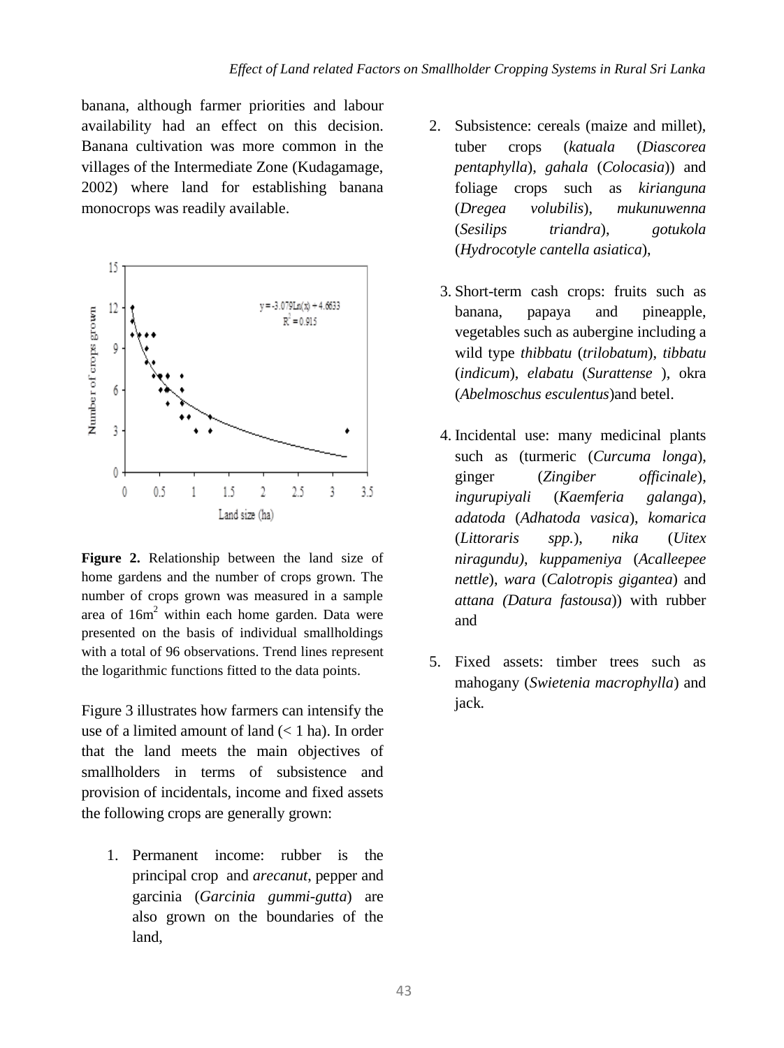banana, although farmer priorities and labour availability had an effect on this decision. Banana cultivation was more common in the villages of the Intermediate Zone (Kudagamage, 2002) where land for establishing banana monocrops was readily available.

15
12
9
6
3
0
Number of crops grown
0 0.5 1 1.5 2 2.5 3 3.5
Land size (ha)
$y = -3.079Ln(x) + 4.6633$
$R^2 = 0.915$

**Figure 2.** Relationship between the land size of home gardens and the number of crops grown. The number of crops grown was measured in a sample area of $16m^2$ within each home garden. Data were presented on the basis of individual smallholdings with a total of 96 observations. Trend lines represent the logarithmic functions fitted to the data points.

Figure 3 illustrates how farmers can intensify the use of a limited amount of land (< 1 ha). In order that the land meets the main objectives of smallholders in terms of subsistence and provision of incidentals, income and fixed assets the following crops are generally grown:

1. Permanent income: rubber is the principal crop and *arecanut*, pepper and garcinia (*Garcinia gummi-gutta*) are also grown on the boundaries of the land,
2. Subsistence: cereals (maize and millet), tuber crops (*katuala* (*Diascorea pentaphylla*), *gahala* (*Colocasia*)) and foliage crops such as *kirianguna* (*Dregea volubilis*), *mukunuwenna* (*Sesilips triandra*), *gotukola* (*Hydrocotyle cantella asiatica*),
3. Short-term cash crops: fruits such as banana, papaya and pineapple, vegetables such as aubergine including a wild type *thibbatu* (*trilobatum*), *tibbatu* (*indicum*), *elabatu* (*Surattense* ), okra (*Abelmoschus esculentus*)and betel.
4. Incidental use: many medicinal plants such as (turmeric (*Curcuma longa*), ginger (*Zingiber officinale*), *ingurupiyali* (*Kaemferia galanga*), *adatoda* (*Adhatoda vasica*), *komarica* (*Littoraris spp.*), *nika* (*Uitex niragundu)*, *kuppameniya* (*Acalleepee nettle*), *wara* (*Calotropis gigantea*) and *attana (Datura fastousa*)) with rubber and
5. Fixed assets: timber trees such as mahogany (*Swietenia macrophylla*) and jack*.*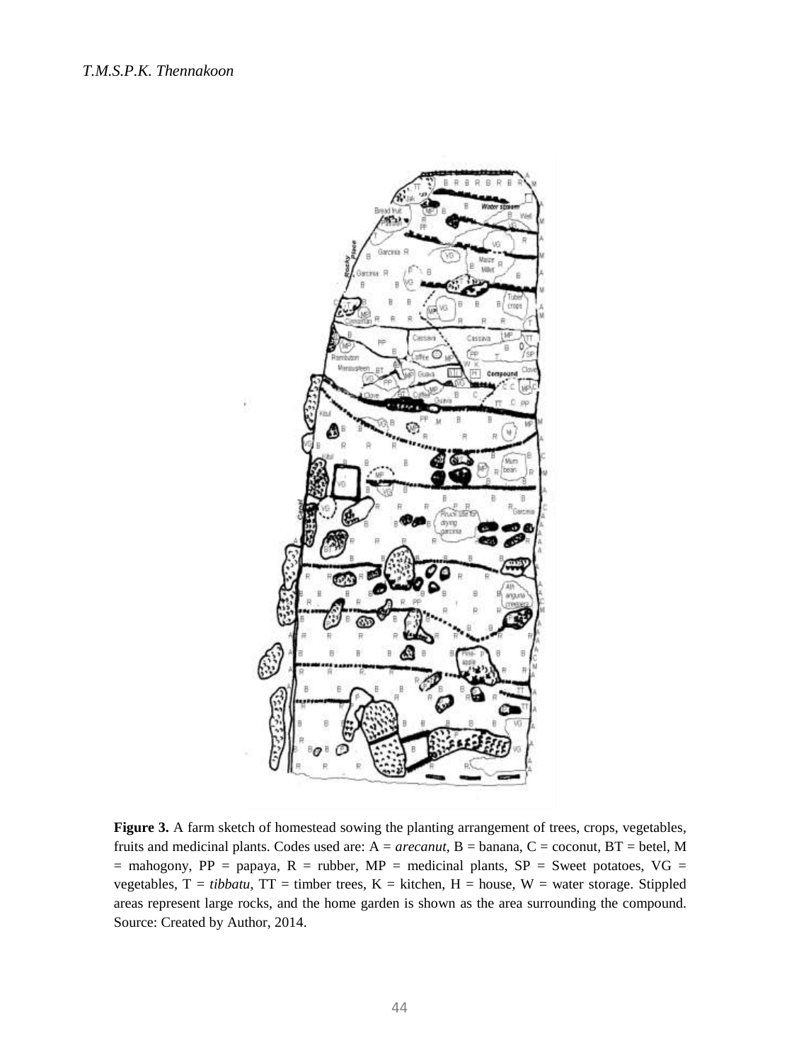**Figure 3.** A farm sketch of homestead sowing the planting arrangement of trees, crops, vegetables, fruits and medicinal plants. Codes used are: A = *arecanut*, B = banana, C = coconut, BT = betel, M = mahogony, PP = papaya, R = rubber, MP = medicinal plants, SP = Sweet potatoes, VG = vegetables, T = *tibbatu*, TT = timber trees, K = kitchen, H = house, W = water storage. Stippled areas represent large rocks, and the home garden is shown as the area surrounding the compound. Source: Created by Author, 2014.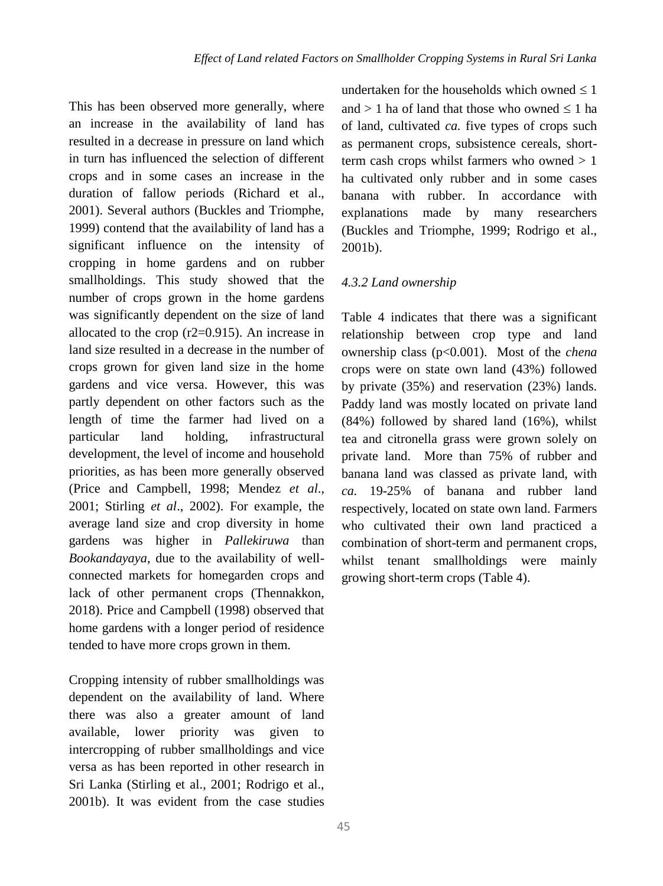This has been observed more generally, where an increase in the availability of land has resulted in a decrease in pressure on land which in turn has influenced the selection of different crops and in some cases an increase in the duration of fallow periods (Richard et al., 2001). Several authors (Buckles and Triomphe, 1999) contend that the availability of land has a significant influence on the intensity of cropping in home gardens and on rubber smallholdings. This study showed that the number of crops grown in the home gardens was significantly dependent on the size of land allocated to the crop (r2=0.915). An increase in land size resulted in a decrease in the number of crops grown for given land size in the home gardens and vice versa. However, this was partly dependent on other factors such as the length of time the farmer had lived on a particular land holding, infrastructural development, the level of income and household priorities, as has been more generally observed (Price and Campbell, 1998; Mendez *et al*., 2001; Stirling *et al*., 2002). For example, the average land size and crop diversity in home gardens was higher in *Pallekiruwa* than *Bookandayaya*, due to the availability of well-connected markets for homegarden crops and lack of other permanent crops (Thennakkon, 2018). Price and Campbell (1998) observed that home gardens with a longer period of residence tended to have more crops grown in them.

Cropping intensity of rubber smallholdings was dependent on the availability of land. Where there was also a greater amount of land available, lower priority was given to intercropping of rubber smallholdings and vice versa as has been reported in other research in Sri Lanka (Stirling et al., 2001; Rodrigo et al., 2001b). It was evident from the case studies undertaken for the households which owned ≤ 1 and > 1 ha of land that those who owned ≤ 1 ha of land, cultivated *ca.* five types of crops such as permanent crops, subsistence cereals, short-term cash crops whilst farmers who owned > 1 ha cultivated only rubber and in some cases banana with rubber. In accordance with explanations made by many researchers (Buckles and Triomphe, 1999; Rodrigo et al., 2001b).

### *4.3.2 Land ownership*

Table 4 indicates that there was a significant relationship between crop type and land ownership class ($p<0.001$). Most of the *chena* crops were on state own land (43%) followed by private (35%) and reservation (23%) lands. Paddy land was mostly located on private land (84%) followed by shared land (16%), whilst tea and citronella grass were grown solely on private land. More than 75% of rubber and banana land was classed as private land, with *ca.* 19-25% of banana and rubber land respectively, located on state own land. Farmers who cultivated their own land practiced a combination of short-term and permanent crops, whilst tenant smallholdings were mainly growing short-term crops (Table 4).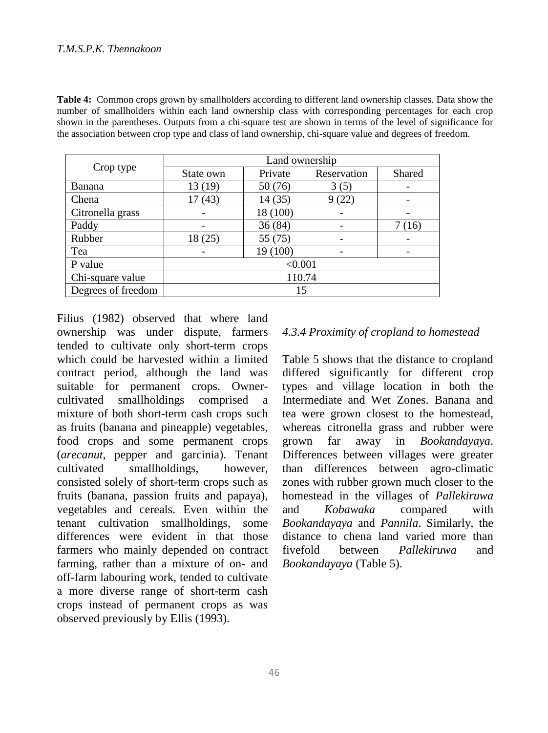**Table 4:** Common crops grown by smallholders according to different land ownership classes. Data show the number of smallholders within each land ownership class with corresponding percentages for each crop shown in the parentheses. Outputs from a chi-square test are shown in terms of the level of significance for the association between crop type and class of land ownership, chi-square value and degrees of freedom.

| Crop type | Land ownership | | | |
|---|---|---|---|---|
| | State own | Private | Reservation | Shared |
| Banana | 13 (19) | 50 (76) | 3 (5) | - |
| Chena | 17 (43) | 14 (35) | 9 (22) | - |
| Citronella grass | - | 18 (100) | - | - |
| Paddy | - | 36 (84) | - | 7 (16) |
| Rubber | 18 (25) | 55 (75) | - | - |
| Tea | - | 19 (100) | - | - |
| P value | <0.001 | | | |
| Chi-square value | 110.74 | | | |
| Degrees of freedom | 15 | | | |

Filius (1982) observed that where land ownership was under dispute, farmers tended to cultivate only short-term crops which could be harvested within a limited contract period, although the land was suitable for permanent crops. Owner-cultivated smallholdings comprised a mixture of both short-term cash crops such as fruits (banana and pineapple) vegetables, food crops and some permanent crops (*arecanut*, pepper and garcinia). Tenant cultivated smallholdings, however, consisted solely of short-term crops such as fruits (banana, passion fruits and papaya), vegetables and cereals. Even within the tenant cultivation smallholdings, some differences were evident in that those farmers who mainly depended on contract farming, rather than a mixture of on- and off-farm labouring work, tended to cultivate a more diverse range of short-term cash crops instead of permanent crops as was observed previously by Ellis (1993).

#### *4.3.4 Proximity of cropland to homestead*

Table 5 shows that the distance to cropland differed significantly for different crop types and village location in both the Intermediate and Wet Zones. Banana and tea were grown closest to the homestead, whereas citronella grass and rubber were grown far away in *Bookandayaya*. Differences between villages were greater than differences between agro-climatic zones with rubber grown much closer to the homestead in the villages of *Pallekiruwa* and *Kobawaka* compared with *Bookandayaya* and *Pannila*. Similarly, the distance to chena land varied more than fivefold between *Pallekiruwa* and *Bookandayaya* (Table 5).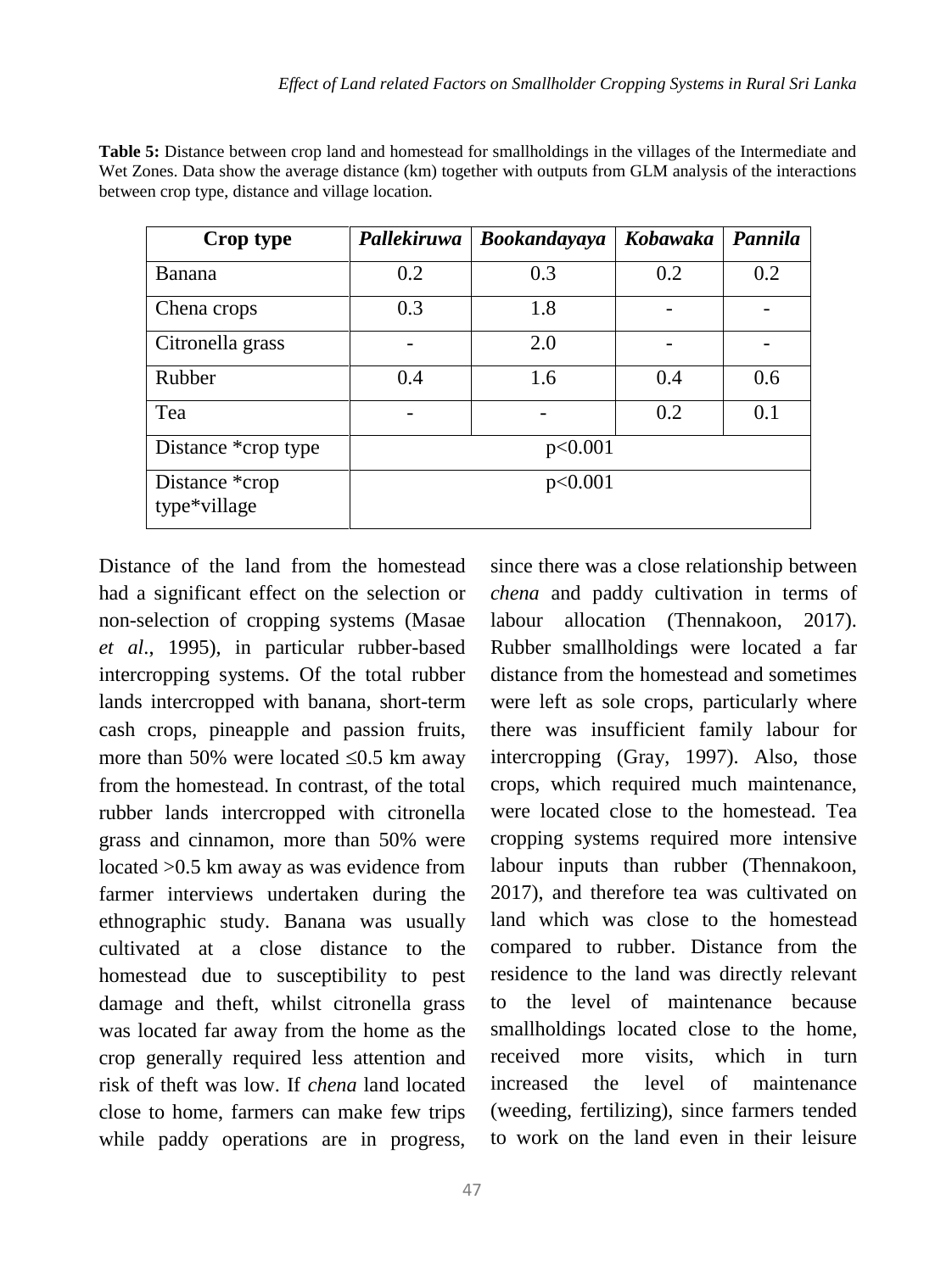**Table 5:** Distance between crop land and homestead for smallholdings in the villages of the Intermediate and Wet Zones. Data show the average distance (km) together with outputs from GLM analysis of the interactions between crop type, distance and village location.

| Crop type | *Pallekiruwa* | *Bookandayaya* | *Kobawaka* | *Pannila* |
|---|---|---|---|---|
| Banana | 0.2 | 0.3 | 0.2 | 0.2 |
| Chena crops | 0.3 | 1.8 | - | - |
| Citronella grass | - | 2.0 | - | - |
| Rubber | 0.4 | 1.6 | 0.4 | 0.6 |
| Tea | - | - | 0.2 | 0.1 |
| Distance *crop type | $p<0.001$ | | | |
| Distance *crop type*village | $p<0.001$ | | | |

Distance of the land from the homestead had a significant effect on the selection or non-selection of cropping systems (Masae *et al*., 1995), in particular rubber-based intercropping systems. Of the total rubber lands intercropped with banana, short-term cash crops, pineapple and passion fruits, more than 50% were located ≤0.5 km away from the homestead. In contrast, of the total rubber lands intercropped with citronella grass and cinnamon, more than 50% were located >0.5 km away as was evidence from farmer interviews undertaken during the ethnographic study. Banana was usually cultivated at a close distance to the homestead due to susceptibility to pest damage and theft, whilst citronella grass was located far away from the home as the crop generally required less attention and risk of theft was low. If *chena* land located close to home, farmers can make few trips while paddy operations are in progress, since there was a close relationship between *chena* and paddy cultivation in terms of labour allocation (Thennakoon, 2017). Rubber smallholdings were located a far distance from the homestead and sometimes were left as sole crops, particularly where there was insufficient family labour for intercropping (Gray, 1997). Also, those crops, which required much maintenance, were located close to the homestead. Tea cropping systems required more intensive labour inputs than rubber (Thennakoon, 2017), and therefore tea was cultivated on land which was close to the homestead compared to rubber. Distance from the residence to the land was directly relevant to the level of maintenance because smallholdings located close to the home, received more visits, which in turn increased the level of maintenance (weeding, fertilizing), since farmers tended to work on the land even in their leisure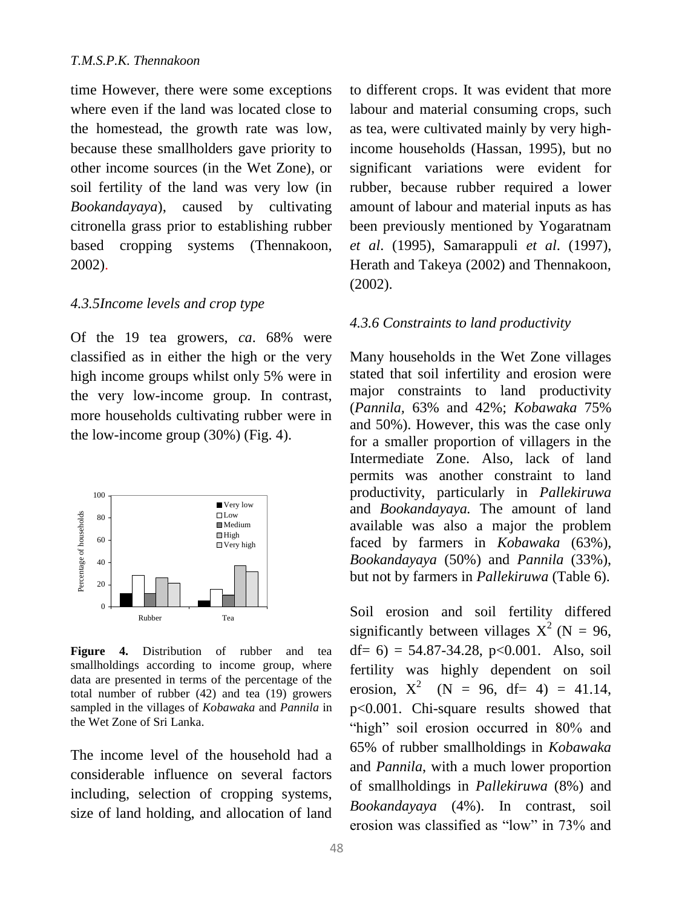time However, there were some exceptions where even if the land was located close to the homestead, the growth rate was low, because these smallholders gave priority to other income sources (in the Wet Zone), or soil fertility of the land was very low (in *Bookandayaya*), caused by cultivating citronella grass prior to establishing rubber based cropping systems (Thennakoon, 2002).

### *4.3.5Income levels and crop type*

Of the 19 tea growers, *ca*. 68% were classified as in either the high or the very high income groups whilst only 5% were in the very low-income group. In contrast, more households cultivating rubber were in the low-income group (30%) (Fig. 4).

Percentage of households

100
80
60
40
20
0

Rubber
Tea

Very low
Low
Medium
High
Very high

**Figure 4.** Distribution of rubber and tea smallholdings according to income group, where data are presented in terms of the percentage of the total number of rubber (42) and tea (19) growers sampled in the villages of *Kobawaka* and *Pannila* in the Wet Zone of Sri Lanka.

The income level of the household had a considerable influence on several factors including, selection of cropping systems, size of land holding, and allocation of land to different crops. It was evident that more labour and material consuming crops, such as tea, were cultivated mainly by very high-income households (Hassan, 1995), but no significant variations were evident for rubber, because rubber required a lower amount of labour and material inputs as has been previously mentioned by Yogaratnam *et al*. (1995), Samarappuli *et al*. (1997), Herath and Takeya (2002) and Thennakoon, (2002).

### *4.3.6 Constraints to land productivity*

Many households in the Wet Zone villages stated that soil infertility and erosion were major constraints to land productivity (*Pannila*, 63% and 42%; *Kobawaka* 75% and 50%). However, this was the case only for a smaller proportion of villagers in the Intermediate Zone. Also, lack of land permits was another constraint to land productivity, particularly in *Pallekiruwa* and *Bookandayaya.* The amount of land available was also a major the problem faced by farmers in *Kobawaka* (63%), *Bookandayaya* (50%) and *Pannila* (33%), but not by farmers in *Pallekiruwa* (Table 6).

Soil erosion and soil fertility differed significantly between villages $X^2$ (N = 96, df= 6) = 54.87-34.28, p<0.001. Also, soil fertility was highly dependent on soil erosion, $X^2$ (N = 96, df= 4) = 41.14, p<0.001. Chi-square results showed that "high" soil erosion occurred in 80% and 65% of rubber smallholdings in *Kobawaka* and *Pannila*, with a much lower proportion of smallholdings in *Pallekiruwa* (8%) and *Bookandayaya* (4%). In contrast, soil erosion was classified as "low" in 73% and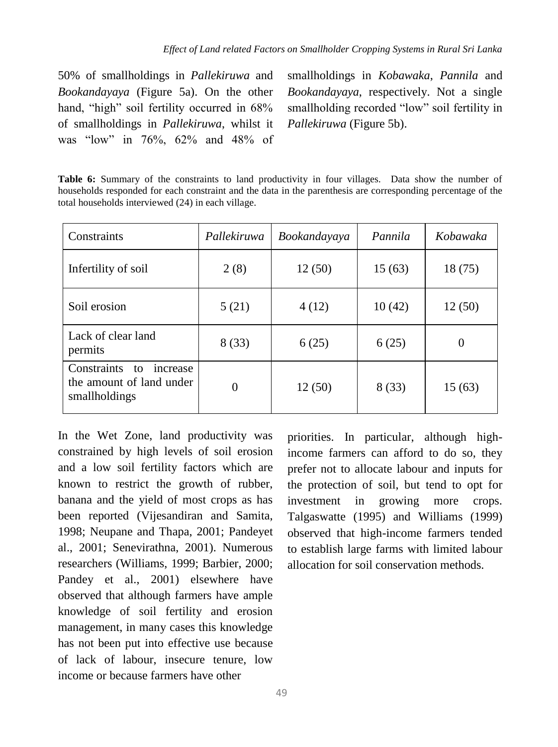50% of smallholdings in *Pallekiruwa* and *Bookandayaya* (Figure 5a). On the other hand, "high" soil fertility occurred in 68% of smallholdings in *Pallekiruwa*, whilst it was "low" in 76%, 62% and 48% of smallholdings in *Kobawaka*, *Pannila* and *Bookandayaya*, respectively. Not a single smallholding recorded "low" soil fertility in *Pallekiruwa* (Figure 5b).

**Table 6:** Summary of the constraints to land productivity in four villages. Data show the number of households responded for each constraint and the data in the parenthesis are corresponding percentage of the total households interviewed (24) in each village.

| Constraints | *Pallekiruwa* | *Bookandayaya* | *Pannila* | *Kobawaka* |
|---|---|---|---|---|
| Infertility of soil | 2 (8) | 12 (50) | 15 (63) | 18 (75) |
| Soil erosion | 5 (21) | 4 (12) | 10 (42) | 12 (50) |
| Lack of clear land permits | 8 (33) | 6 (25) | 6 (25) | 0 |
| Constraints to increase the amount of land under smallholdings | 0 | 12 (50) | 8 (33) | 15 (63) |

In the Wet Zone, land productivity was constrained by high levels of soil erosion and a low soil fertility factors which are known to restrict the growth of rubber, banana and the yield of most crops as has been reported (Vijesandiran and Samita, 1998; Neupane and Thapa, 2001; Pandeyet al., 2001; Senevirathna, 2001). Numerous researchers (Williams, 1999; Barbier, 2000; Pandey et al., 2001) elsewhere have observed that although farmers have ample knowledge of soil fertility and erosion management, in many cases this knowledge has not been put into effective use because of lack of labour, insecure tenure, low income or because farmers have other priorities. In particular, although high-income farmers can afford to do so, they prefer not to allocate labour and inputs for the protection of soil, but tend to opt for investment in growing more crops. Talgaswatte (1995) and Williams (1999) observed that high-income farmers tended to establish large farms with limited labour allocation for soil conservation methods.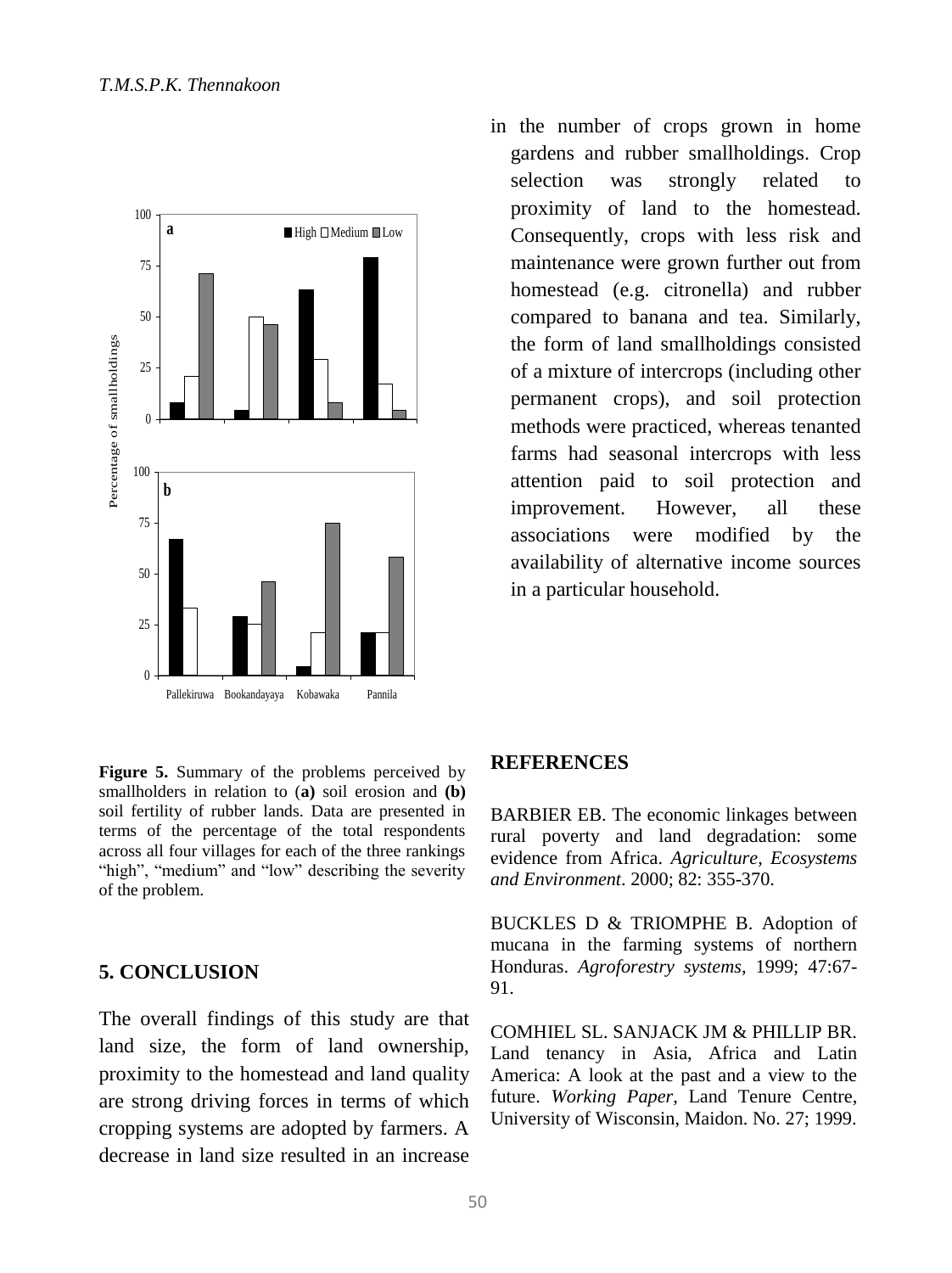a

High Medium Low

100

75

50

25

0

Percentage of smallholdings

b

100

75

50

25

0

Pallekiruwa Bookandayaya Kobawaka Pannila

**Figure 5.** Summary of the problems perceived by smallholders in relation to (**a)** soil erosion and **(b)** soil fertility of rubber lands. Data are presented in terms of the percentage of the total respondents across all four villages for each of the three rankings "high", "medium" and "low" describing the severity of the problem.

## 5. CONCLUSION

The overall findings of this study are that land size, the form of land ownership, proximity to the homestead and land quality are strong driving forces in terms of which cropping systems are adopted by farmers. A decrease in land size resulted in an increase in the number of crops grown in home gardens and rubber smallholdings. Crop selection was strongly related to proximity of land to the homestead. Consequently, crops with less risk and maintenance were grown further out from homestead (e.g. citronella) and rubber compared to banana and tea. Similarly, the form of land smallholdings consisted of a mixture of intercrops (including other permanent crops), and soil protection methods were practiced, whereas tenanted farms had seasonal intercrops with less attention paid to soil protection and improvement. However, all these associations were modified by the availability of alternative income sources in a particular household.

## REFERENCES

BARBIER EB. The economic linkages between rural poverty and land degradation: some evidence from Africa. *Agriculture, Ecosystems and Environment*. 2000; 82: 355-370.

BUCKLES D & TRIOMPHE B. Adoption of mucana in the farming systems of northern Honduras. *Agroforestry systems*, 1999; 47:67-91.

COMHIEL SL. SANJACK JM & PHILLIP BR. Land tenancy in Asia, Africa and Latin America: A look at the past and a view to the future. *Working Paper*, Land Tenure Centre, University of Wisconsin, Maidon. No. 27; 1999.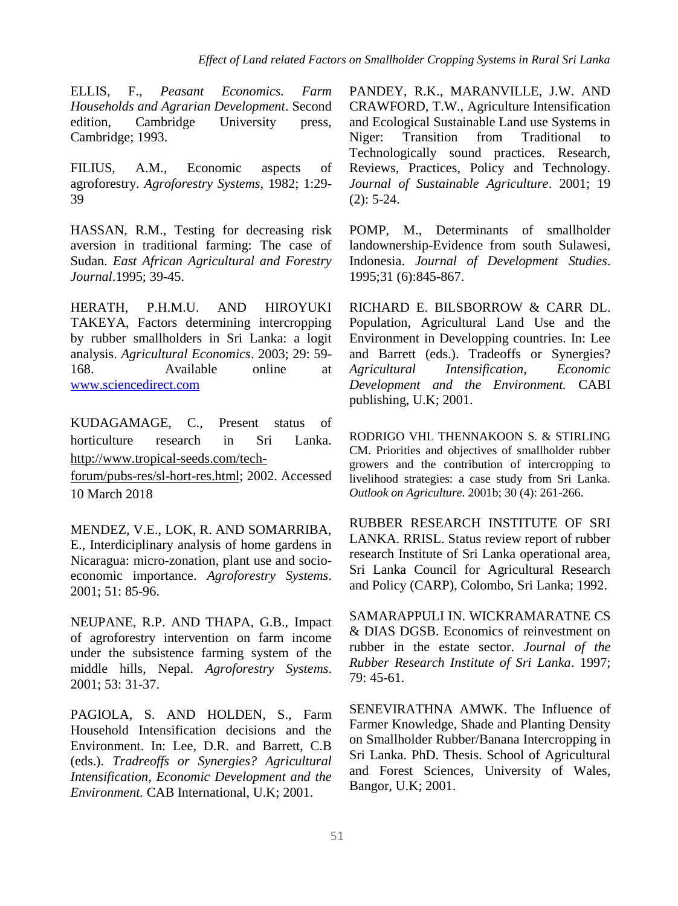ELLIS, F., *Peasant Economics. Farm Households and Agrarian Development*. Second edition, Cambridge University press, Cambridge; 1993.

FILIUS, A.M., Economic aspects of agroforestry. *Agroforestry Systems*, 1982; 1:29-39

HASSAN, R.M., Testing for decreasing risk aversion in traditional farming: The case of Sudan. *East African Agricultural and Forestry Journal*.1995; 39-45.

HERATH, P.H.M.U. AND HIROYUKI TAKEYA, Factors determining intercropping by rubber smallholders in Sri Lanka: a logit analysis. *Agricultural Economics*. 2003; 29: 59-168. Available online at www.sciencedirect.com

KUDAGAMAGE, C., Present status of horticulture research in Sri Lanka. http://www.tropical-seeds.com/tech-forum/pubs-res/sl-hort-res.html; 2002. Accessed 10 March 2018

MENDEZ, V.E., LOK, R. AND SOMARRIBA, E., Interdiciplinary analysis of home gardens in Nicaragua: micro-zonation, plant use and socio-economic importance. *Agroforestry Systems*. 2001; 51: 85-96.

NEUPANE, R.P. AND THAPA, G.B., Impact of agroforestry intervention on farm income under the subsistence farming system of the middle hills, Nepal. *Agroforestry Systems*. 2001; 53: 31-37.

PAGIOLA, S. AND HOLDEN, S., Farm Household Intensification decisions and the Environment. In: Lee, D.R. and Barrett, C.B (eds.). *Tradreoffs or Synergies? Agricultural Intensification, Economic Development and the Environment.* CAB International, U.K; 2001.

PANDEY, R.K., MARANVILLE, J.W. AND CRAWFORD, T.W., Agriculture Intensification and Ecological Sustainable Land use Systems in Niger: Transition from Traditional to Technologically sound practices. Research, Reviews, Practices, Policy and Technology. *Journal of Sustainable Agriculture*. 2001; 19 (2): 5-24.

POMP, M., Determinants of smallholder landownership-Evidence from south Sulawesi, Indonesia. *Journal of Development Studies*. 1995;31 (6):845-867.

RICHARD E. BILSBORROW & CARR DL. Population, Agricultural Land Use and the Environment in Developping countries. In: Lee and Barrett (eds.). Tradeoffs or Synergies? *Agricultural Intensification, Economic Development and the Environment.* CABI publishing, U.K; 2001.

RODRIGO VHL THENNAKOON S. & STIRLING CM. Priorities and objectives of smallholder rubber growers and the contribution of intercropping to livelihood strategies: a case study from Sri Lanka. *Outlook on Agriculture.* 2001b; 30 (4): 261-266.

RUBBER RESEARCH INSTITUTE OF SRI LANKA. RRISL. Status review report of rubber research Institute of Sri Lanka operational area, Sri Lanka Council for Agricultural Research and Policy (CARP), Colombo, Sri Lanka; 1992.

SAMARAPPULI IN. WICKRAMARATNE CS & DIAS DGSB. Economics of reinvestment on rubber in the estate sector. *Journal of the Rubber Research Institute of Sri Lanka*. 1997; 79: 45-61.

SENEVIRATHNA AMWK. The Influence of Farmer Knowledge, Shade and Planting Density on Smallholder Rubber/Banana Intercropping in Sri Lanka. PhD. Thesis. School of Agricultural and Forest Sciences, University of Wales, Bangor, U.K; 2001.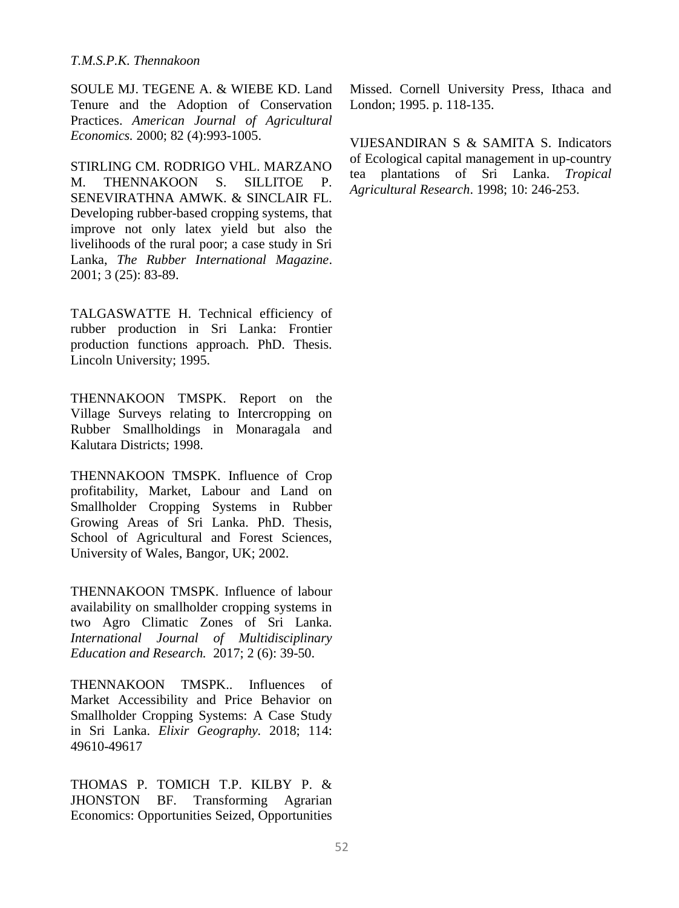SOULE MJ. TEGENE A. & WIEBE KD. Land Tenure and the Adoption of Conservation Practices. *American Journal of Agricultural Economics.* 2000; 82 (4):993-1005.

STIRLING CM. RODRIGO VHL. MARZANO M. THENNAKOON S. SILLITOE P. SENEVIRATHNA AMWK. & SINCLAIR FL. Developing rubber-based cropping systems, that improve not only latex yield but also the livelihoods of the rural poor; a case study in Sri Lanka, *The Rubber International Magazine*. 2001; 3 (25): 83-89.

TALGASWATTE H. Technical efficiency of rubber production in Sri Lanka: Frontier production functions approach. PhD. Thesis. Lincoln University; 1995.

THENNAKOON TMSPK. Report on the Village Surveys relating to Intercropping on Rubber Smallholdings in Monaragala and Kalutara Districts; 1998.

THENNAKOON TMSPK. Influence of Crop profitability, Market, Labour and Land on Smallholder Cropping Systems in Rubber Growing Areas of Sri Lanka. PhD. Thesis, School of Agricultural and Forest Sciences, University of Wales, Bangor, UK; 2002.

THENNAKOON TMSPK. Influence of labour availability on smallholder cropping systems in two Agro Climatic Zones of Sri Lanka. *International Journal of Multidisciplinary Education and Research.* 2017; 2 (6): 39-50.

THENNAKOON TMSPK.. Influences of Market Accessibility and Price Behavior on Smallholder Cropping Systems: A Case Study in Sri Lanka. *Elixir Geography.* 2018; 114: 49610-49617

THOMAS P. TOMICH T.P. KILBY P. & JHONSTON BF. Transforming Agrarian Economics: Opportunities Seized, Opportunities Missed. Cornell University Press, Ithaca and London; 1995. p. 118-135.

VIJESANDIRAN S & SAMITA S. Indicators of Ecological capital management in up-country tea plantations of Sri Lanka. *Tropical Agricultural Research*. 1998; 10: 246-253.